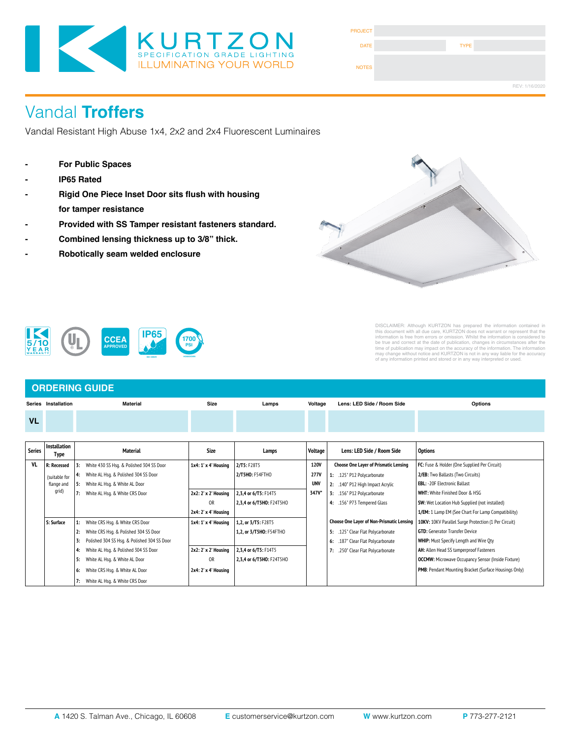KURTZON
SPECIFICATION GRADE LIGHTING
ILLUMINATING YOUR WORLD

| PROJECT | | | |
|---|---|---|---|
| DATE | | TYPE | |
| NOTES | | | |

REV: 1/16/2020

# Vandal **Troffers**

Vandal Resistant High Abuse 1x4, 2x2 and 2x4 Fluorescent Luminaires

- **For Public Spaces**
- **IP65 Rated**
- **Rigid One Piece Inset Door sits flush with housing for tamper resistance**
- **Provided with SS Tamper resistant fasteners standard.**
- **Combined lensing thickness up to 3/8" thick.**
- **Robotically seam welded enclosure**

5/10 YEAR WARRANTY · UL · CCEA APPROVED · IP65 · 1700 PSI

DISCLAIMER: Although KURTZON has prepared the information contained in this document with all due care, KURTZON does not warrant or represent that the information is free from errors or omission. Whilst the information is considered to be true and correct at the date of publication, changes in circumstances after the time of publication may impact on the accuracy of the information. The information may change without notice and KURTZON is not in any way liable for the accuracy of any information printed and stored or in any way interpreted or used.

## ORDERING GUIDE

| Series | Installation | Material | Size | Lamps | Voltage | Lens: LED Side / Room Side | Options |
|---|---|---|---|---|---|---|---|
| VL | | | | | | | |

| Series | Installation Type | Material | Size | Lamps | Voltage | Lens: LED Side / Room Side | Options |
|---|---|---|---|---|---|---|---|
| VL | **R: Recessed** (suitable for flange and grid) | **3:** White 430 SS Hsg. & Polished 304 SS Door | **1x4:** 1' x 4' Housing | **2/T5:** F28T5 | **120V** | **Choose One Layer of Prismatic Lensing** | **FC:** Fuse & Holder (One Supplied Per Circuit) |
| | | **4:** White AL Hsg. & Polished 304 SS Door | | **2/T5HO:** F54FTHO | **277V** | **1:** .125" P12 Polycarbonate | **2/EB:** Two Ballasts (Two Circuits) |
| | | **5:** White AL Hsg. & White AL Door | | | **UNV** | **2:** .140" P12 High Impact Acrylic | **EBL:** -20F Electronic Ballast |
| | | **7:** White AL Hsg. & White CRS Door | **2x2:** 2' x 2' Housing | **2,3,4 or 6/T5:** F14T5 | **347V*** | **3:** .156" P12 Polycarbonate | **WHT:** White Finished Door & HSG |
| | | | OR | **2,3,4 or 6/T5HO:** F24T5HO | | **4:** .156" P73 Tempered Glass | **SW:** Wet Location Hub Supplied (not installed) |
| | | | **2x4:** 2' x 4' Housing | | | | **1/EM:** 1 Lamp EM (See Chart For Lamp Compatibility) |
| | **S: Surface** | **1:** White CRS Hsg. & White CRS Door | **1x4:** 1' x 4' Housing | **1,2, or 3/T5:** F28T5 | | **Choose One Layer of Non-Prismatic Lensing** | **10KV:** 10KV Parallel Surge Protection (1 Per Circuit) |
| | | **2:** White CRS Hsg. & Polished 304 SS Door | | **1,2, or 3/T5HO:** F54FTHO | | **5:** .125" Clear Flat Polycarbonate | **GTD:** Generator Transfer Device |
| | | **3:** Polished 304 SS Hsg. & Polished 304 SS Door | | | | **6:** .187" Clear Flat Polycarbonate | **WHIP:** Must Specify Length and Wire Qty |
| | | **4:** White AL Hsg. & Polished 304 SS Door | **2x2:** 2' x 2' Housing | **2,3,4 or 6/T5:** F14T5 | | **7:** .250" Clear Flat Polycarbonate | **AH:** Allen Head SS tamperproof Fasteners |
| | | **5:** White AL Hsg. & White AL Door | OR | **2,3,4 or 6/T5HO:** F24T5HO | | | **OCCMW:** Microwave Occupancy Sensor (Inside Fixture) |
| | | **6:** White CRS Hsg. & White AL Door | **2x4:** 2' x 4' Housing | | | | **PMB:** Pendant Mounting Bracket (Surface Housings Only) |
| | | **7:** White AL Hsg. & White CRS Door | | | | | |

**A** 1420 S. Talman Ave., Chicago, IL 60608 **E** customerservice@kurtzon.com **W** www.kurtzon.com **P** 773-277-2121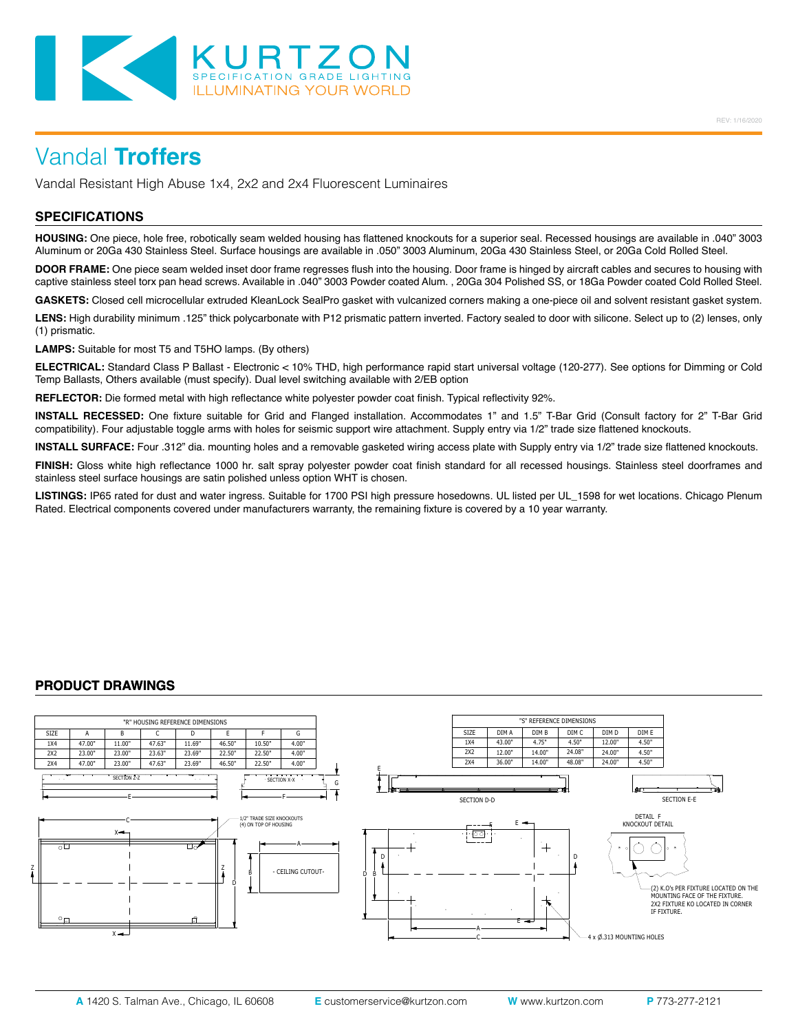# Vandal **Troffers**

Vandal Resistant High Abuse 1x4, 2x2 and 2x4 Fluorescent Luminaires

## SPECIFICATIONS

**HOUSING:** One piece, hole free, robotically seam welded housing has flattened knockouts for a superior seal. Recessed housings are available in .040" 3003 Aluminum or 20Ga 430 Stainless Steel. Surface housings are available in .050" 3003 Aluminum, 20Ga 430 Stainless Steel, or 20Ga Cold Rolled Steel.

**DOOR FRAME:** One piece seam welded inset door frame regresses flush into the housing. Door frame is hinged by aircraft cables and secures to housing with captive stainless steel torx pan head screws. Available in .040" 3003 Powder coated Alum. , 20Ga 304 Polished SS, or 18Ga Powder coated Cold Rolled Steel.

**GASKETS:** Closed cell microcellular extruded KleanLock SealPro gasket with vulcanized corners making a one-piece oil and solvent resistant gasket system.

**LENS:** High durability minimum .125" thick polycarbonate with P12 prismatic pattern inverted. Factory sealed to door with silicone. Select up to (2) lenses, only (1) prismatic.

**LAMPS:** Suitable for most T5 and T5HO lamps. (By others)

**ELECTRICAL:** Standard Class P Ballast - Electronic < 10% THD, high performance rapid start universal voltage (120-277). See options for Dimming or Cold Temp Ballasts, Others available (must specify). Dual level switching available with 2/EB option

**REFLECTOR:** Die formed metal with high reflectance white polyester powder coat finish. Typical reflectivity 92%.

**INSTALL RECESSED:** One fixture suitable for Grid and Flanged installation. Accommodates 1" and 1.5" T-Bar Grid (Consult factory for 2" T-Bar Grid compatibility). Four adjustable toggle arms with holes for seismic support wire attachment. Supply entry via 1/2" trade size flattened knockouts.

**INSTALL SURFACE:** Four .312" dia. mounting holes and a removable gasketed wiring access plate with Supply entry via 1/2" trade size flattened knockouts.

**FINISH:** Gloss white high reflectance 1000 hr. salt spray polyester powder coat finish standard for all recessed housings. Stainless steel doorframes and stainless steel surface housings are satin polished unless option WHT is chosen.

**LISTINGS:** IP65 rated for dust and water ingress. Suitable for 1700 PSI high pressure hosedowns. UL listed per UL_1598 for wet locations. Chicago Plenum Rated. Electrical components covered under manufacturers warranty, the remaining fixture is covered by a 10 year warranty.

## PRODUCT DRAWINGS

"R" HOUSING REFERENCE DIMENSIONS

| SIZE | A | B | C | D | E | F | G |
|---|---|---|---|---|---|---|---|
| 1X4 | 47.00" | 11.00" | 47.63" | 11.69" | 46.50" | 10.50" | 4.00" |
| 2X2 | 23.00" | 23.00" | 23.63" | 23.69" | 22.50" | 22.50" | 4.00" |
| 2X4 | 47.00" | 23.00" | 47.63" | 23.69" | 46.50" | 22.50" | 4.00" |

"S" REFERENCE DIMENSIONS

| SIZE | DIM A | DIM B | DIM C | DIM D | DIM E |
|---|---|---|---|---|---|
| 1X4 | 43.00" | 4.75" | 4.50" | 12.00" | 4.50" |
| 2X2 | 12.00" | 14.00" | 24.08" | 24.00" | 4.50" |
| 2X4 | 36.00" | 14.00" | 48.08" | 24.00" | 4.50" |

SECTION Z-Z

SECTION X-X

1/2" TRADE SIZE KNOCKOUTS (4) ON TOP OF HOUSING

CEILING CUTOUT

SECTION D-D

SECTION E-E

DETAIL F
KNOCKOUT DETAIL

(2) K.O's PER FIXTURE LOCATED ON THE MOUNTING FACE OF THE FIXTURE. 2X2 FIXTURE KO LOCATED IN CORNER IF FIXTURE.

4 x Ø.313 MOUNTING HOLES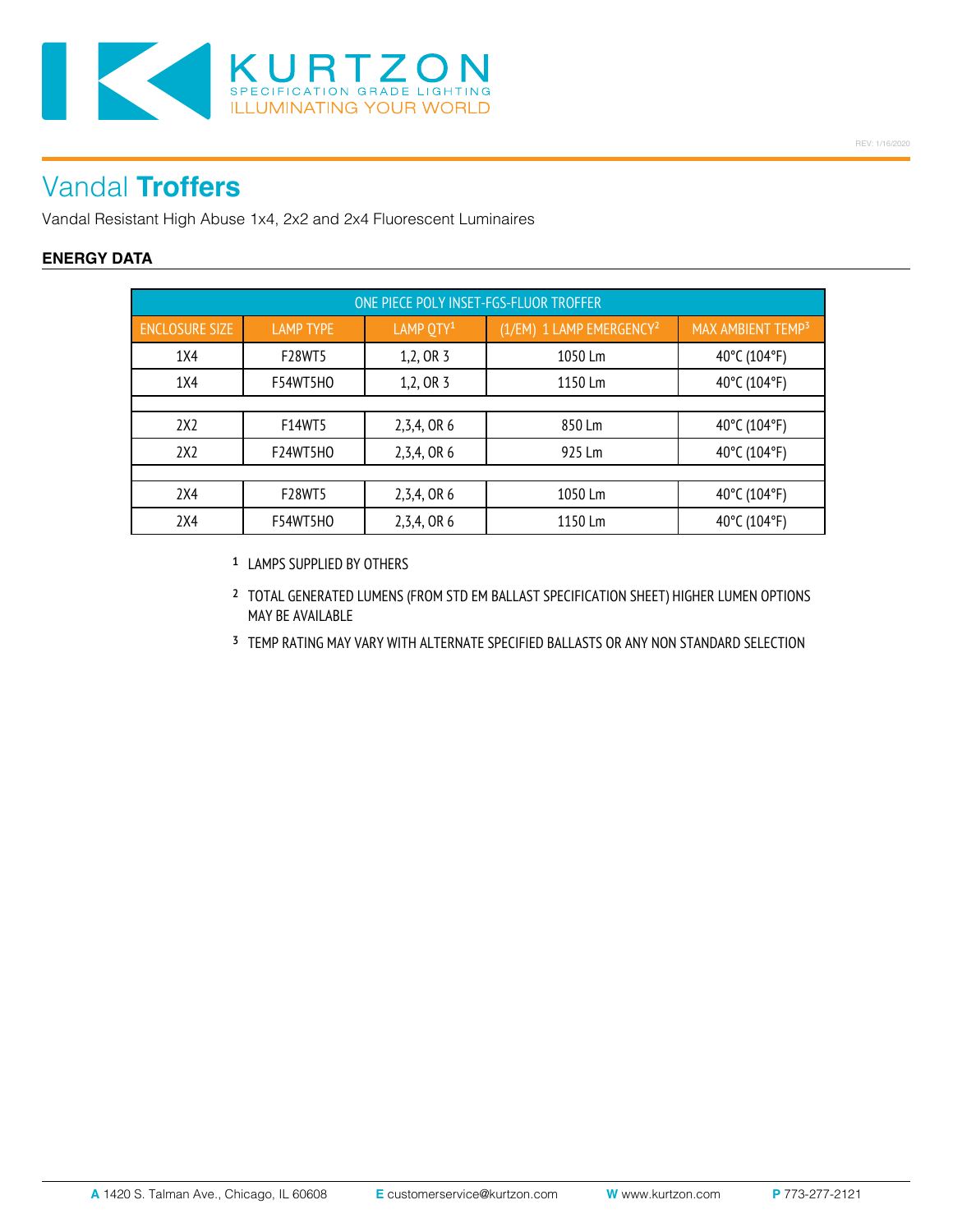# Vandal **Troffers**

Vandal Resistant High Abuse 1x4, 2x2 and 2x4 Fluorescent Luminaires

## ENERGY DATA

| ONE PIECE POLY INSET-FGS-FLUOR TROFFER | | | | |
|---|---|---|---|---|
| ENCLOSURE SIZE | LAMP TYPE | LAMP QTY[1] | (1/EM) 1 LAMP EMERGENCY[2] | MAX AMBIENT TEMP[3] |
| 1X4 | F28WT5 | 1,2, OR 3 | 1050 Lm | 40°C (104°F) |
| 1X4 | F54WT5HO | 1,2, OR 3 | 1150 Lm | 40°C (104°F) |
| | | | | |
| 2X2 | F14WT5 | 2,3,4, OR 6 | 850 Lm | 40°C (104°F) |
| 2X2 | F24WT5HO | 2,3,4, OR 6 | 925 Lm | 40°C (104°F) |
| | | | | |
| 2X4 | F28WT5 | 2,3,4, OR 6 | 1050 Lm | 40°C (104°F) |
| 2X4 | F54WT5HO | 2,3,4, OR 6 | 1150 Lm | 40°C (104°F) |

[1] LAMPS SUPPLIED BY OTHERS

[2] TOTAL GENERATED LUMENS (FROM STD EM BALLAST SPECIFICATION SHEET) HIGHER LUMEN OPTIONS MAY BE AVAILABLE

[3] TEMP RATING MAY VARY WITH ALTERNATE SPECIFIED BALLASTS OR ANY NON STANDARD SELECTION